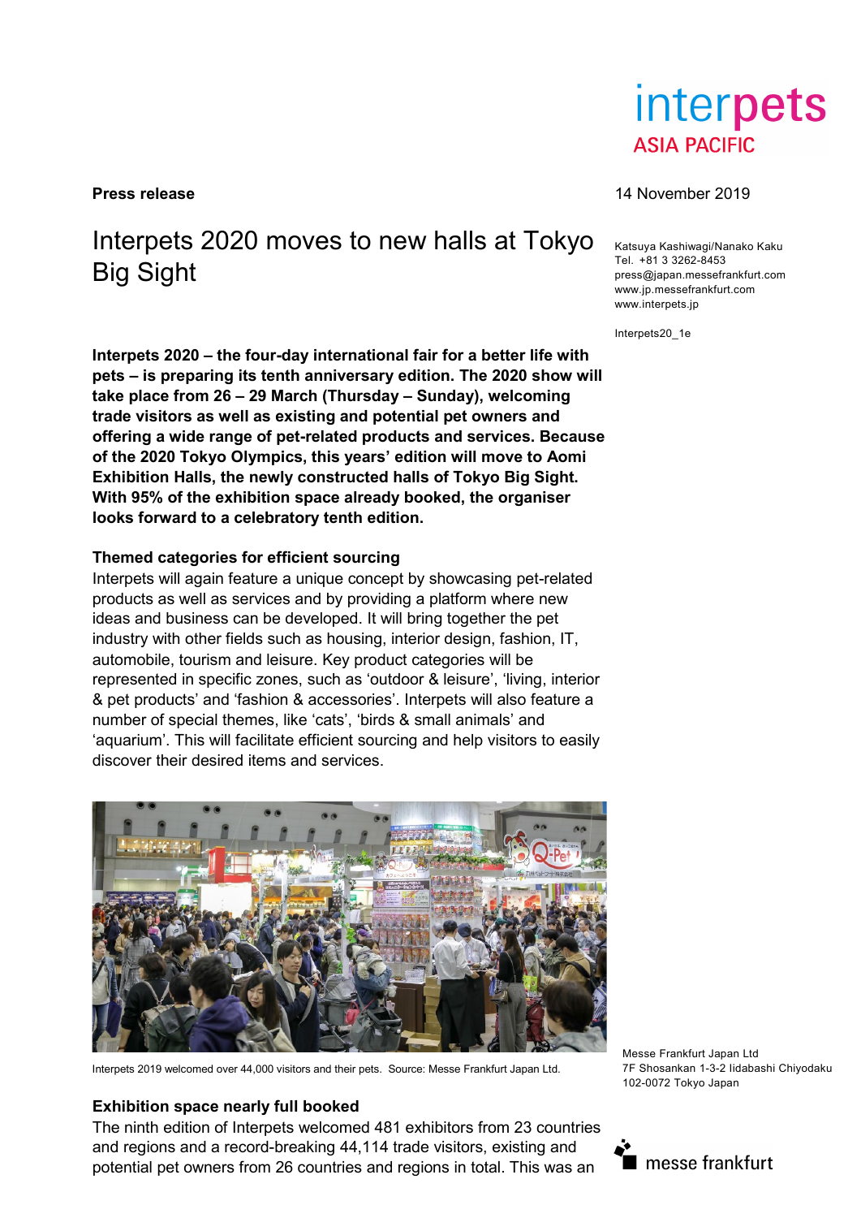**Press release**

14 November 2019

# Interpets 2020 moves to new halls at Tokyo Big Sight

Katsuya Kashiwagi/Nanako Kaku
Tel. +81 3 3262-8453
press@japan.messefrankfurt.com
www.jp.messefrankfurt.com
www.interpets.jp

Interpets20_1e

**Interpets 2020 – the four-day international fair for a better life with pets – is preparing its tenth anniversary edition. The 2020 show will take place from 26 – 29 March (Thursday – Sunday), welcoming trade visitors as well as existing and potential pet owners and offering a wide range of pet-related products and services. Because of the 2020 Tokyo Olympics, this years' edition will move to Aomi Exhibition Halls, the newly constructed halls of Tokyo Big Sight. With 95% of the exhibition space already booked, the organiser looks forward to a celebratory tenth edition.**

## Themed categories for efficient sourcing

Interpets will again feature a unique concept by showcasing pet-related products as well as services and by providing a platform where new ideas and business can be developed. It will bring together the pet industry with other fields such as housing, interior design, fashion, IT, automobile, tourism and leisure. Key product categories will be represented in specific zones, such as 'outdoor & leisure', 'living, interior & pet products' and 'fashion & accessories'. Interpets will also feature a number of special themes, like 'cats', 'birds & small animals' and 'aquarium'. This will facilitate efficient sourcing and help visitors to easily discover their desired items and services.

Interpets 2019 welcomed over 44,000 visitors and their pets. Source: Messe Frankfurt Japan Ltd.

## Exhibition space nearly full booked

The ninth edition of Interpets welcomed 481 exhibitors from 23 countries and regions and a record-breaking 44,114 trade visitors, existing and potential pet owners from 26 countries and regions in total. This was an

Messe Frankfurt Japan Ltd
7F Shosankan 1-3-2 Iidabashi Chiyodaku
102-0072 Tokyo Japan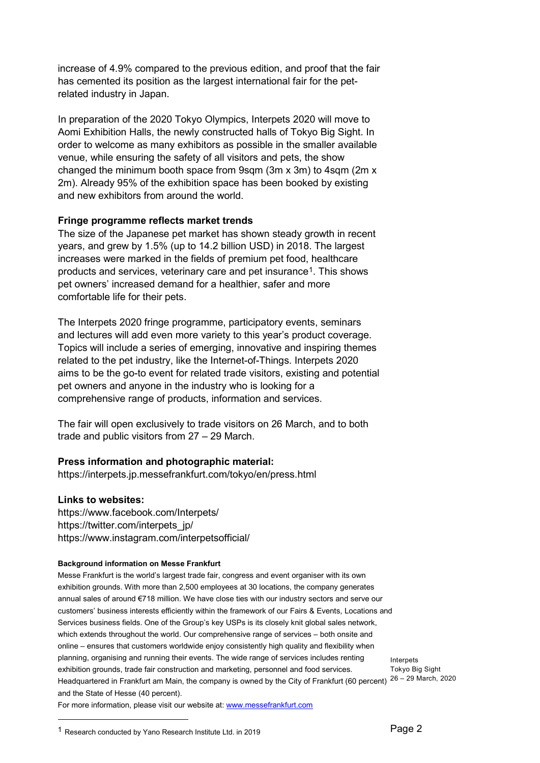increase of 4.9% compared to the previous edition, and proof that the fair has cemented its position as the largest international fair for the pet-related industry in Japan.

In preparation of the 2020 Tokyo Olympics, Interpets 2020 will move to Aomi Exhibition Halls, the newly constructed halls of Tokyo Big Sight. In order to welcome as many exhibitors as possible in the smaller available venue, while ensuring the safety of all visitors and pets, the show changed the minimum booth space from 9sqm (3m x 3m) to 4sqm (2m x 2m). Already 95% of the exhibition space has been booked by existing and new exhibitors from around the world.

**Fringe programme reflects market trends**

The size of the Japanese pet market has shown steady growth in recent years, and grew by 1.5% (up to 14.2 billion USD) in 2018. The largest increases were marked in the fields of premium pet food, healthcare products and services, veterinary care and pet insurance[1]. This shows pet owners' increased demand for a healthier, safer and more comfortable life for their pets.

The Interpets 2020 fringe programme, participatory events, seminars and lectures will add even more variety to this year's product coverage. Topics will include a series of emerging, innovative and inspiring themes related to the pet industry, like the Internet-of-Things. Interpets 2020 aims to be the go-to event for related trade visitors, existing and potential pet owners and anyone in the industry who is looking for a comprehensive range of products, information and services.

The fair will open exclusively to trade visitors on 26 March, and to both trade and public visitors from 27 – 29 March.

**Press information and photographic material:**

https://interpets.jp.messefrankfurt.com/tokyo/en/press.html

**Links to websites:**

https://www.facebook.com/Interpets/
https://twitter.com/interpets_jp/
https://www.instagram.com/interpetsofficial/

**Background information on Messe Frankfurt**

Messe Frankfurt is the world's largest trade fair, congress and event organiser with its own exhibition grounds. With more than 2,500 employees at 30 locations, the company generates annual sales of around €718 million. We have close ties with our industry sectors and serve our customers' business interests efficiently within the framework of our Fairs & Events, Locations and Services business fields. One of the Group's key USPs is its closely knit global sales network, which extends throughout the world. Our comprehensive range of services – both onsite and online – ensures that customers worldwide enjoy consistently high quality and flexibility when planning, organising and running their events. The wide range of services includes renting exhibition grounds, trade fair construction and marketing, personnel and food services. Headquartered in Frankfurt am Main, the company is owned by the City of Frankfurt (60 percent) and the State of Hesse (40 percent).

For more information, please visit our website at: www.messefrankfurt.com

[1] Research conducted by Yano Research Institute Ltd. in 2019